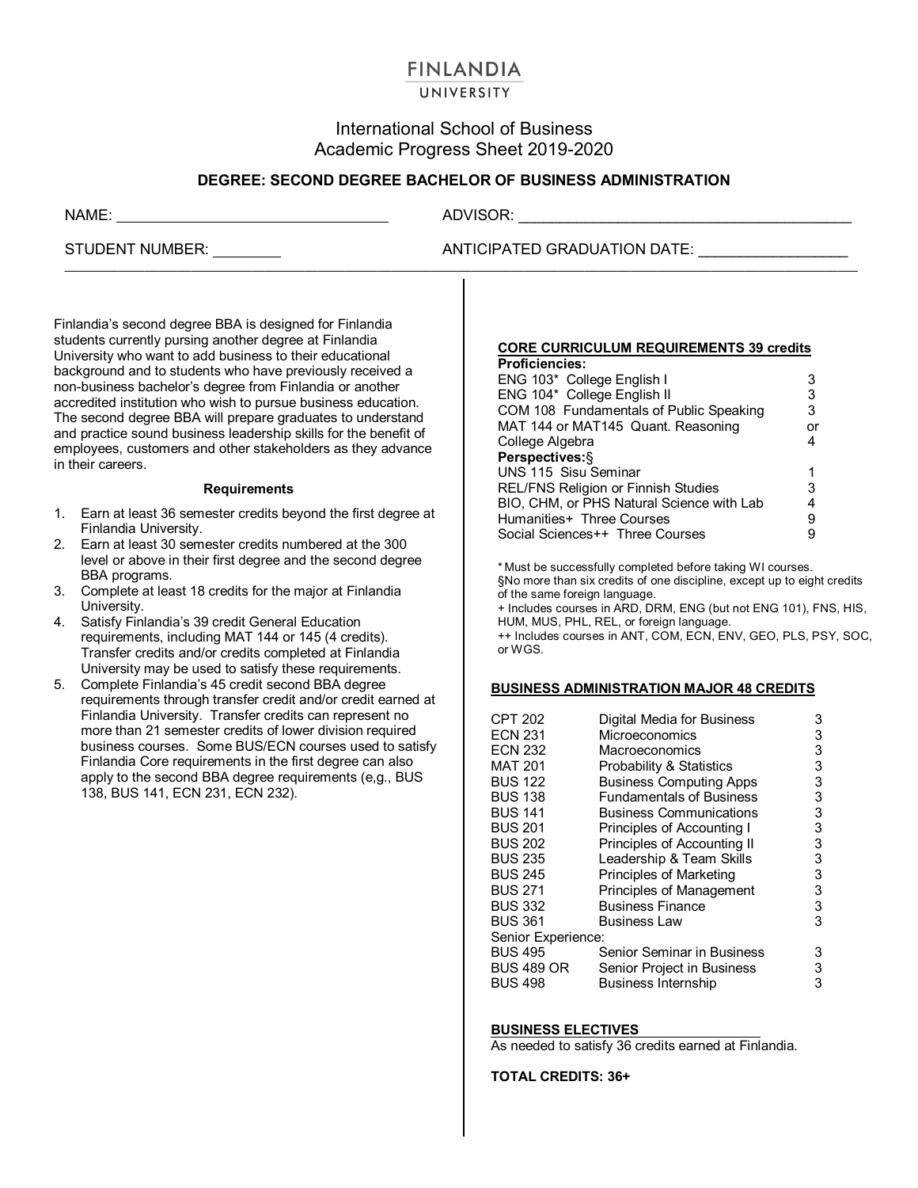# FINLANDIA UNIVERSITY

## International School of Business
## Academic Progress Sheet 2019-2020

### DEGREE: SECOND DEGREE BACHELOR OF BUSINESS ADMINISTRATION

NAME: ________________________________ ADVISOR: ________________________________________

STUDENT NUMBER: ________ ANTICIPATED GRADUATION DATE: _________________

Finlandia's second degree BBA is designed for Finlandia students currently pursing another degree at Finlandia University who want to add business to their educational background and to students who have previously received a non-business bachelor's degree from Finlandia or another accredited institution who wish to pursue business education. The second degree BBA will prepare graduates to understand and practice sound business leadership skills for the benefit of employees, customers and other stakeholders as they advance in their careers.

**Requirements**

1. Earn at least 36 semester credits beyond the first degree at Finlandia University.
2. Earn at least 30 semester credits numbered at the 300 level or above in their first degree and the second degree BBA programs.
3. Complete at least 18 credits for the major at Finlandia University.
4. Satisfy Finlandia's 39 credit General Education requirements, including MAT 144 or 145 (4 credits). Transfer credits and/or credits completed at Finlandia University may be used to satisfy these requirements.
5. Complete Finlandia's 45 credit second BBA degree requirements through transfer credit and/or credit earned at Finlandia University. Transfer credits can represent no more than 21 semester credits of lower division required business courses. Some BUS/ECN courses used to satisfy Finlandia Core requirements in the first degree can also apply to the second BBA degree requirements (e,g., BUS 138, BUS 141, ECN 231, ECN 232).

**CORE CURRICULUM REQUIREMENTS 39 credits**

| Course | Credits |
|---|---|
| **Proficiencies:** | |
| ENG 103* College English I | 3 |
| ENG 104* College English II | 3 |
| COM 108 Fundamentals of Public Speaking | 3 |
| MAT 144 or MAT145 Quant. Reasoning | or |
| College Algebra | 4 |
| **Perspectives:**§ | |
| UNS 115 Sisu Seminar | 1 |
| REL/FNS Religion or Finnish Studies | 3 |
| BIO, CHM, or PHS Natural Science with Lab | 4 |
| Humanities+ Three Courses | 9 |
| Social Sciences++ Three Courses | 9 |

\* Must be successfully completed before taking WI courses.
§No more than six credits of one discipline, except up to eight credits of the same foreign language.
\+ Includes courses in ARD, DRM, ENG (but not ENG 101), FNS, HIS, HUM, MUS, PHL, REL, or foreign language.
\++ Includes courses in ANT, COM, ECN, ENV, GEO, PLS, PSY, SOC, or WGS.

**BUSINESS ADMINISTRATION MAJOR 48 CREDITS**

| Course | Title | Credits |
|---|---|---|
| CPT 202 | Digital Media for Business | 3 |
| ECN 231 | Microeconomics | 3 |
| ECN 232 | Macroeconomics | 3 |
| MAT 201 | Probability & Statistics | 3 |
| BUS 122 | Business Computing Apps | 3 |
| BUS 138 | Fundamentals of Business | 3 |
| BUS 141 | Business Communications | 3 |
| BUS 201 | Principles of Accounting I | 3 |
| BUS 202 | Principles of Accounting II | 3 |
| BUS 235 | Leadership & Team Skills | 3 |
| BUS 245 | Principles of Marketing | 3 |
| BUS 271 | Principles of Management | 3 |
| BUS 332 | Business Finance | 3 |
| BUS 361 | Business Law | 3 |
| Senior Experience: | | |
| BUS 495 | Senior Seminar in Business | 3 |
| BUS 489 OR | Senior Project in Business | 3 |
| BUS 498 | Business Internship | 3 |

**BUSINESS ELECTIVES**

As needed to satisfy 36 credits earned at Finlandia.

**TOTAL CREDITS: 36+**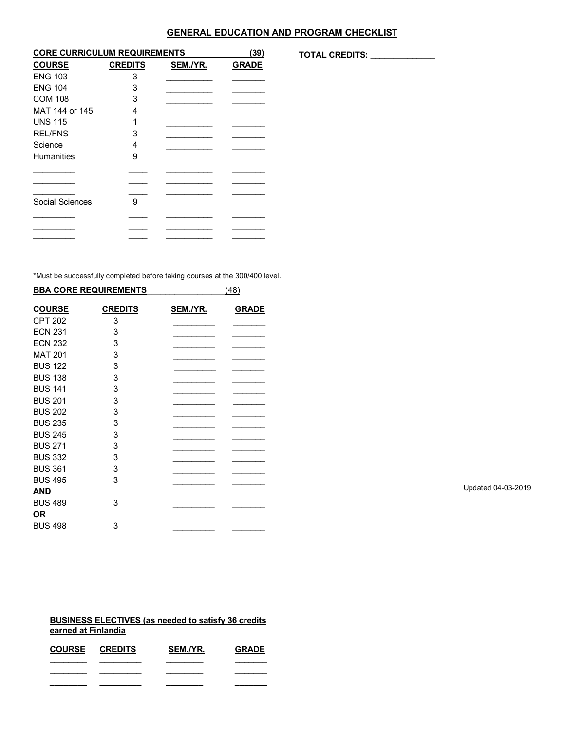# GENERAL EDUCATION AND PROGRAM CHECKLIST

**TOTAL CREDITS:** ______________

## CORE CURRICULUM REQUIREMENTS (39)

| COURSE | CREDITS | SEM./YR. | GRADE |
|---|---|---|---|
| ENG 103 | 3 | __________ | _______ |
| ENG 104 | 3 | __________ | _______ |
| COM 108 | 3 | __________ | _______ |
| MAT 144 or 145 | 4 | __________ | _______ |
| UNS 115 | 1 | __________ | _______ |
| REL/FNS | 3 | __________ | _______ |
| Science | 4 | __________ | _______ |
| Humanities | 9 | | |
| _________ | ____ | __________ | _______ |
| _________ | ____ | __________ | _______ |
| _________ | ____ | __________ | _______ |
| Social Sciences | 9 | | |
| _________ | ____ | __________ | _______ |
| _________ | ____ | __________ | _______ |
| _________ | ____ | __________ | _______ |

*Must be successfully completed before taking courses at the 300/400 level.

## BBA CORE REQUIREMENTS (48)

| COURSE | CREDITS | SEM./YR. | GRADE |
|---|---|---|---|
| CPT 202 | 3 | _________ | _______ |
| ECN 231 | 3 | _________ | _______ |
| ECN 232 | 3 | _________ | _______ |
| MAT 201 | 3 | _________ | _______ |
| BUS 122 | 3 | _________ | _______ |
| BUS 138 | 3 | _________ | _______ |
| BUS 141 | 3 | _________ | _______ |
| BUS 201 | 3 | _________ | _______ |
| BUS 202 | 3 | _________ | _______ |
| BUS 235 | 3 | _________ | _______ |
| BUS 245 | 3 | _________ | _______ |
| BUS 271 | 3 | _________ | _______ |
| BUS 332 | 3 | _________ | _______ |
| BUS 361 | 3 | _________ | _______ |
| BUS 495 | 3 | _________ | _______ |
| **AND** | | | |
| BUS 489 | 3 | _________ | _______ |
| **OR** | | | |
| BUS 498 | 3 | _________ | _______ |

## BUSINESS ELECTIVES (as needed to satisfy 36 credits earned at Finlandia

| COURSE | CREDITS | SEM./YR. | GRADE |
|---|---|---|---|
| ________ | _________ | ________ | _______ |
| ________ | _________ | ________ | _______ |
| ________ | _________ | ________ | _______ |

Updated 04-03-2019